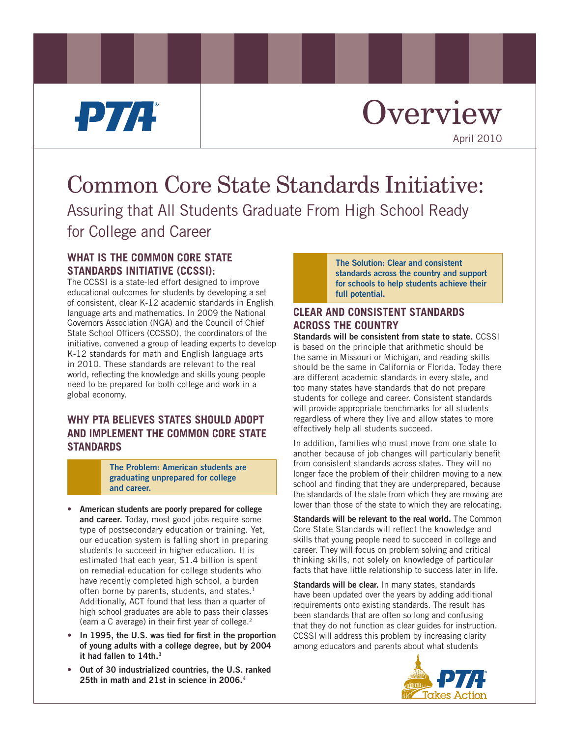Overview

April 2010

# Common Core State Standards Initiative:

## Assuring that All Students Graduate From High School Ready for College and Career

### WHAT IS THE COMMON CORE STATE STANDARDS INITIATIVE (CCSSI):

The CCSSI is a state-led effort designed to improve educational outcomes for students by developing a set of consistent, clear K-12 academic standards in English language arts and mathematics. In 2009 the National Governors Association (NGA) and the Council of Chief State School Officers (CCSSO), the coordinators of the initiative, convened a group of leading experts to develop K-12 standards for math and English language arts in 2010. These standards are relevant to the real world, reflecting the knowledge and skills young people need to be prepared for both college and work in a global economy.

### WHY PTA BELIEVES STATES SHOULD ADOPT AND IMPLEMENT THE COMMON CORE STATE STANDARDS

**The Problem: American students are graduating unprepared for college and career.**

- **American students are poorly prepared for college and career.** Today, most good jobs require some type of postsecondary education or training. Yet, our education system is falling short in preparing students to succeed in higher education. It is estimated that each year, $1.4 billion is spent on remedial education for college students who have recently completed high school, a burden often borne by parents, students, and states.[1] Additionally, ACT found that less than a quarter of high school graduates are able to pass their classes (earn a C average) in their first year of college.[2]
- **In 1995, the U.S. was tied for first in the proportion of young adults with a college degree, but by 2004 it had fallen to 14th.[3]**
- **Out of 30 industrialized countries, the U.S. ranked 25th in math and 21st in science in 2006.**[4]

**The Solution: Clear and consistent standards across the country and support for schools to help students achieve their full potential.**

### CLEAR AND CONSISTENT STANDARDS ACROSS THE COUNTRY

**Standards will be consistent from state to state.** CCSSI is based on the principle that arithmetic should be the same in Missouri or Michigan, and reading skills should be the same in California or Florida. Today there are different academic standards in every state, and too many states have standards that do not prepare students for college and career. Consistent standards will provide appropriate benchmarks for all students regardless of where they live and allow states to more effectively help all students succeed.

In addition, families who must move from one state to another because of job changes will particularly benefit from consistent standards across states. They will no longer face the problem of their children moving to a new school and finding that they are underprepared, because the standards of the state from which they are moving are lower than those of the state to which they are relocating.

**Standards will be relevant to the real world.** The Common Core State Standards will reflect the knowledge and skills that young people need to succeed in college and career. They will focus on problem solving and critical thinking skills, not solely on knowledge of particular facts that have little relationship to success later in life.

**Standards will be clear.** In many states, standards have been updated over the years by adding additional requirements onto existing standards. The result has been standards that are often so long and confusing that they do not function as clear guides for instruction. CCSSI will address this problem by increasing clarity among educators and parents about what students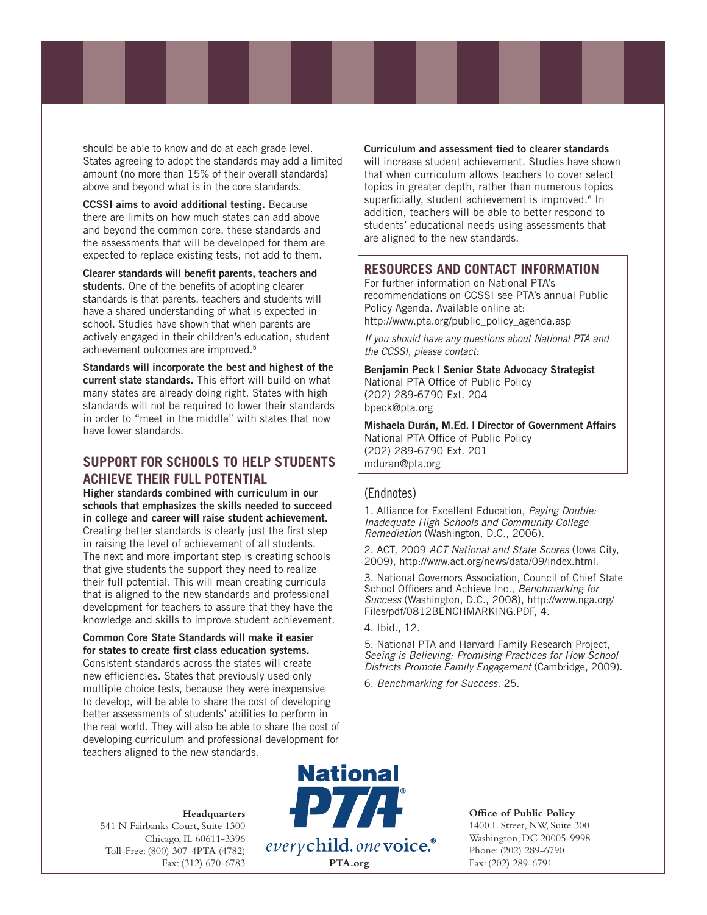should be able to know and do at each grade level. States agreeing to adopt the standards may add a limited amount (no more than 15% of their overall standards) above and beyond what is in the core standards.

**CCSSI aims to avoid additional testing.** Because there are limits on how much states can add above and beyond the common core, these standards and the assessments that will be developed for them are expected to replace existing tests, not add to them.

**Clearer standards will benefit parents, teachers and students.** One of the benefits of adopting clearer standards is that parents, teachers and students will have a shared understanding of what is expected in school. Studies have shown that when parents are actively engaged in their children's education, student achievement outcomes are improved.[5]

**Standards will incorporate the best and highest of the current state standards.** This effort will build on what many states are already doing right. States with high standards will not be required to lower their standards in order to "meet in the middle" with states that now have lower standards.

## SUPPORT FOR SCHOOLS TO HELP STUDENTS ACHIEVE THEIR FULL POTENTIAL

**Higher standards combined with curriculum in our schools that emphasizes the skills needed to succeed in college and career will raise student achievement.** Creating better standards is clearly just the first step in raising the level of achievement of all students. The next and more important step is creating schools that give students the support they need to realize their full potential. This will mean creating curricula that is aligned to the new standards and professional development for teachers to assure that they have the knowledge and skills to improve student achievement.

**Common Core State Standards will make it easier for states to create first class education systems.** Consistent standards across the states will create new efficiencies. States that previously used only multiple choice tests, because they were inexpensive to develop, will be able to share the cost of developing better assessments of students' abilities to perform in the real world. They will also be able to share the cost of developing curriculum and professional development for teachers aligned to the new standards.

**Curriculum and assessment tied to clearer standards** will increase student achievement. Studies have shown that when curriculum allows teachers to cover select topics in greater depth, rather than numerous topics superficially, student achievement is improved.[6] In addition, teachers will be able to better respond to students' educational needs using assessments that are aligned to the new standards.

## RESOURCES AND CONTACT INFORMATION

For further information on National PTA's recommendations on CCSSI see PTA's annual Public Policy Agenda. Available online at: http://www.pta.org/public_policy_agenda.asp

*If you should have any questions about National PTA and the CCSSI, please contact:*

**Benjamin Peck | Senior State Advocacy Strategist**
National PTA Office of Public Policy
(202) 289-6790 Ext. 204
bpeck@pta.org

**Mishaela Durán, M.Ed. | Director of Government Affairs**
National PTA Office of Public Policy
(202) 289-6790 Ext. 201
mduran@pta.org

### (Endnotes)

1. Alliance for Excellent Education, *Paying Double: Inadequate High Schools and Community College Remediation* (Washington, D.C., 2006).

2. ACT, 2009 *ACT National and State Scores* (Iowa City, 2009), http://www.act.org/news/data/09/index.html.

3. National Governors Association, Council of Chief State School Officers and Achieve Inc., *Benchmarking for Success* (Washington, D.C., 2008), http://www.nga.org/Files/pdf/0812BENCHMARKING.PDF, 4.

4. Ibid., 12.

5. National PTA and Harvard Family Research Project, *Seeing is Believing: Promising Practices for How School Districts Promote Family Engagement* (Cambridge, 2009).

6. *Benchmarking for Success*, 25.

**Headquarters**
541 N Fairbanks Court, Suite 1300
Chicago, IL 60611-3396
Toll-Free: (800) 307-4PTA (4782)
Fax: (312) 670-6783

National PTA
everychild. onevoice.
PTA.org

**Office of Public Policy**
1400 L Street, NW, Suite 300
Washington, DC 20005-9998
Phone: (202) 289-6790
Fax: (202) 289-6791